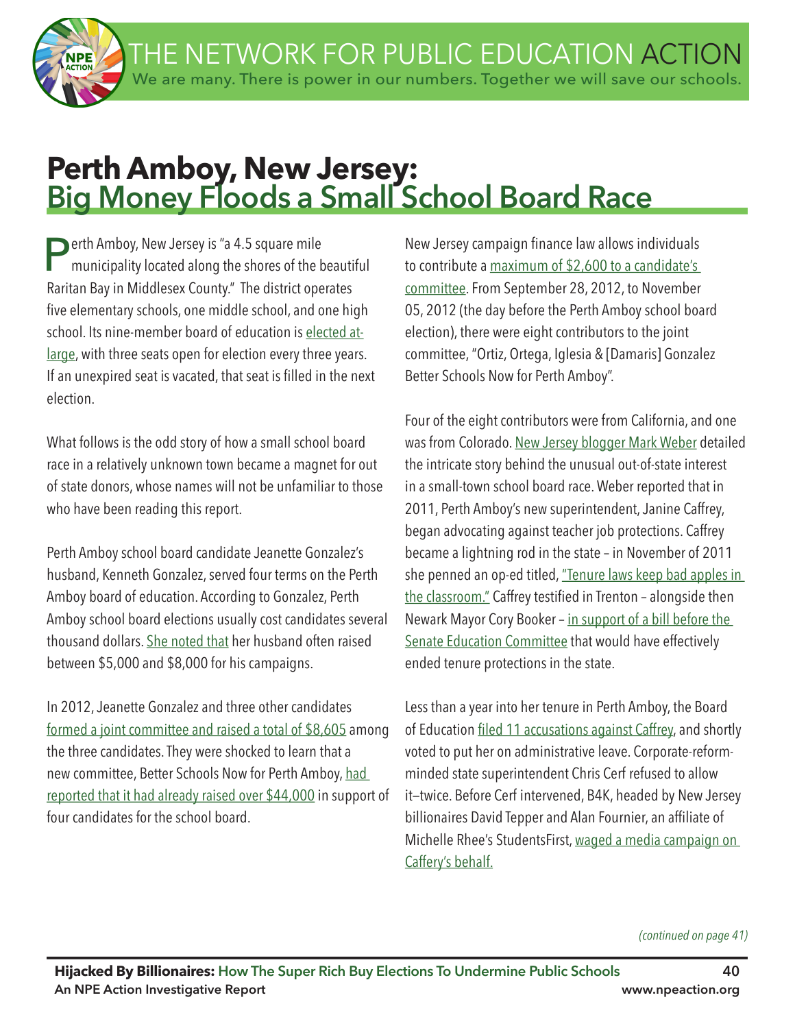# Perth Amboy, New Jersey: Big Money Floods a Small School Board Race

Perth Amboy, New Jersey is "a 4.5 square mile municipality located along the shores of the beautiful Raritan Bay in Middlesex County." The district operates five elementary schools, one middle school, and one high school. Its nine-member board of education is elected at-large, with three seats open for election every three years. If an unexpired seat is vacated, that seat is filled in the next election.

What follows is the odd story of how a small school board race in a relatively unknown town became a magnet for out of state donors, whose names will not be unfamiliar to those who have been reading this report.

Perth Amboy school board candidate Jeanette Gonzalez's husband, Kenneth Gonzalez, served four terms on the Perth Amboy board of education. According to Gonzalez, Perth Amboy school board elections usually cost candidates several thousand dollars. She noted that her husband often raised between $5,000 and $8,000 for his campaigns.

In 2012, Jeanette Gonzalez and three other candidates formed a joint committee and raised a total of $8,605 among the three candidates. They were shocked to learn that a new committee, Better Schools Now for Perth Amboy, had reported that it had already raised over $44,000 in support of four candidates for the school board.

New Jersey campaign finance law allows individuals to contribute a maximum of $2,600 to a candidate's committee. From September 28, 2012, to November 05, 2012 (the day before the Perth Amboy school board election), there were eight contributors to the joint committee, "Ortiz, Ortega, Iglesia & [Damaris] Gonzalez Better Schools Now for Perth Amboy".

Four of the eight contributors were from California, and one was from Colorado. New Jersey blogger Mark Weber detailed the intricate story behind the unusual out-of-state interest in a small-town school board race. Weber reported that in 2011, Perth Amboy's new superintendent, Janine Caffrey, began advocating against teacher job protections. Caffrey became a lightning rod in the state – in November of 2011 she penned an op-ed titled, "Tenure laws keep bad apples in the classroom." Caffrey testified in Trenton – alongside then Newark Mayor Cory Booker – in support of a bill before the Senate Education Committee that would have effectively ended tenure protections in the state.

Less than a year into her tenure in Perth Amboy, the Board of Education filed 11 accusations against Caffrey, and shortly voted to put her on administrative leave. Corporate-reform-minded state superintendent Chris Cerf refused to allow it—twice. Before Cerf intervened, B4K, headed by New Jersey billionaires David Tepper and Alan Fournier, an affiliate of Michelle Rhee's StudentsFirst, waged a media campaign on Caffery's behalf.

*(continued on page 41)*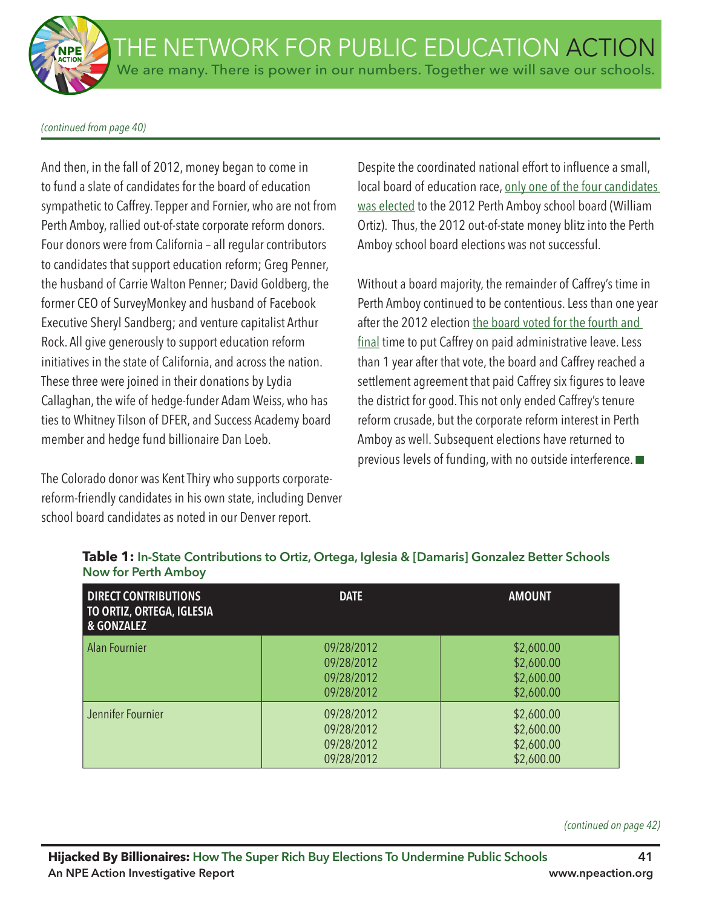*(continued from page 40)*

And then, in the fall of 2012, money began to come in to fund a slate of candidates for the board of education sympathetic to Caffrey. Tepper and Fornier, who are not from Perth Amboy, rallied out-of-state corporate reform donors. Four donors were from California – all regular contributors to candidates that support education reform; Greg Penner, the husband of Carrie Walton Penner; David Goldberg, the former CEO of SurveyMonkey and husband of Facebook Executive Sheryl Sandberg; and venture capitalist Arthur Rock. All give generously to support education reform initiatives in the state of California, and across the nation. These three were joined in their donations by Lydia Callaghan, the wife of hedge-funder Adam Weiss, who has ties to Whitney Tilson of DFER, and Success Academy board member and hedge fund billionaire Dan Loeb.

The Colorado donor was Kent Thiry who supports corporate-reform-friendly candidates in his own state, including Denver school board candidates as noted in our Denver report.

Despite the coordinated national effort to influence a small, local board of education race, only one of the four candidates was elected to the 2012 Perth Amboy school board (William Ortiz). Thus, the 2012 out-of-state money blitz into the Perth Amboy school board elections was not successful.

Without a board majority, the remainder of Caffrey's time in Perth Amboy continued to be contentious. Less than one year after the 2012 election the board voted for the fourth and final time to put Caffrey on paid administrative leave. Less than 1 year after that vote, the board and Caffrey reached a settlement agreement that paid Caffrey six figures to leave the district for good. This not only ended Caffrey's tenure reform crusade, but the corporate reform interest in Perth Amboy as well. Subsequent elections have returned to previous levels of funding, with no outside interference. ■

**Table 1:** **In-State Contributions to Ortiz, Ortega, Iglesia & [Damaris] Gonzalez Better Schools Now for Perth Amboy**

| DIRECT CONTRIBUTIONS TO ORTIZ, ORTEGA, IGLESIA & GONZALEZ | DATE | AMOUNT |
|---|---|---|
| Alan Fournier | 09/28/2012<br>09/28/2012<br>09/28/2012<br>09/28/2012 | $2,600.00<br>$2,600.00<br>$2,600.00<br>$2,600.00 |
| Jennifer Fournier | 09/28/2012<br>09/28/2012<br>09/28/2012<br>09/28/2012 | $2,600.00<br>$2,600.00<br>$2,600.00<br>$2,600.00 |

*(continued on page 42)*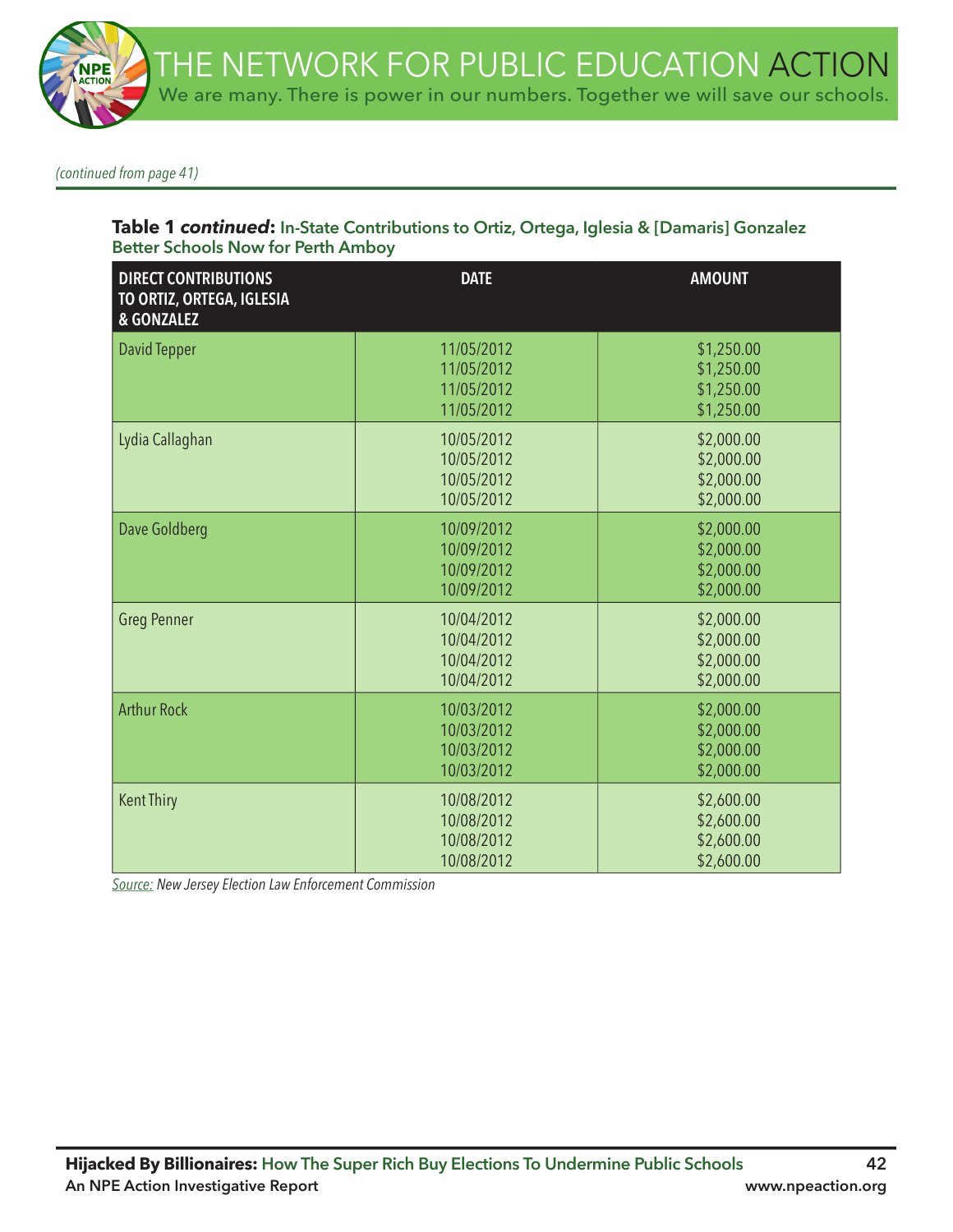*(continued from page 41)*

**Table 1 *continued*:** In-State Contributions to Ortiz, Ortega, Iglesia & [Damaris] Gonzalez Better Schools Now for Perth Amboy

| DIRECT CONTRIBUTIONS TO ORTIZ, ORTEGA, IGLESIA & GONZALEZ | DATE | AMOUNT |
|---|---|---|
| David Tepper | 11/05/2012<br>11/05/2012<br>11/05/2012<br>11/05/2012 | $1,250.00<br>$1,250.00<br>$1,250.00<br>$1,250.00 |
| Lydia Callaghan | 10/05/2012<br>10/05/2012<br>10/05/2012<br>10/05/2012 | $2,000.00<br>$2,000.00<br>$2,000.00<br>$2,000.00 |
| Dave Goldberg | 10/09/2012<br>10/09/2012<br>10/09/2012<br>10/09/2012 | $2,000.00<br>$2,000.00<br>$2,000.00<br>$2,000.00 |
| Greg Penner | 10/04/2012<br>10/04/2012<br>10/04/2012<br>10/04/2012 | $2,000.00<br>$2,000.00<br>$2,000.00<br>$2,000.00 |
| Arthur Rock | 10/03/2012<br>10/03/2012<br>10/03/2012<br>10/03/2012 | $2,000.00<br>$2,000.00<br>$2,000.00<br>$2,000.00 |
| Kent Thiry | 10/08/2012<br>10/08/2012<br>10/08/2012<br>10/08/2012 | $2,600.00<br>$2,600.00<br>$2,600.00<br>$2,600.00 |

*Source: New Jersey Election Law Enforcement Commission*